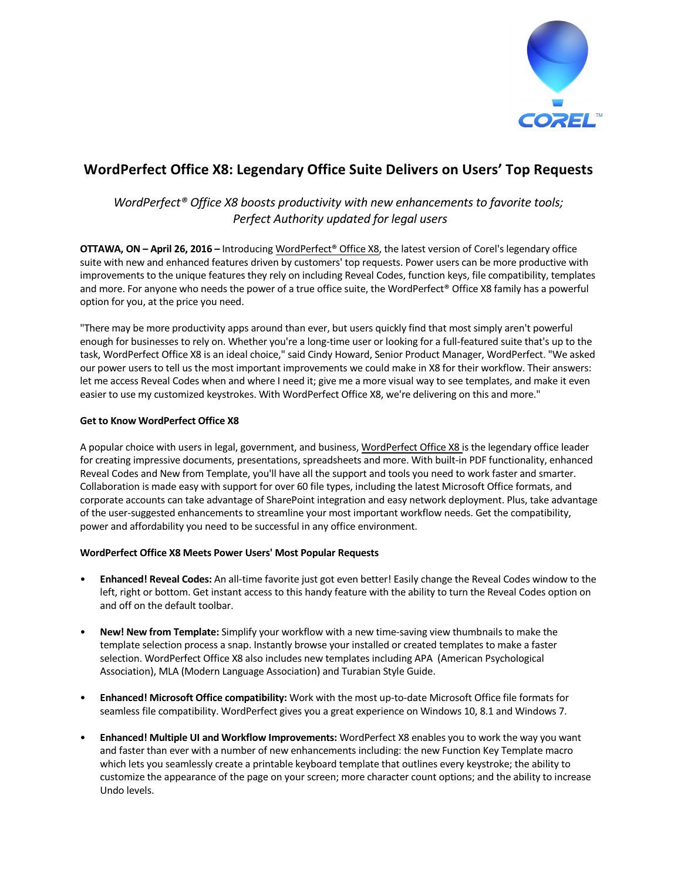# WordPerfect Office X8: Legendary Office Suite Delivers on Users' Top Requests

*WordPerfect® Office X8 boosts productivity with new enhancements to favorite tools; Perfect Authority updated for legal users*

**OTTAWA, ON – April 26, 2016 –** Introducing WordPerfect® Office X8, the latest version of Corel's legendary office suite with new and enhanced features driven by customers' top requests. Power users can be more productive with improvements to the unique features they rely on including Reveal Codes, function keys, file compatibility, templates and more. For anyone who needs the power of a true office suite, the WordPerfect® Office X8 family has a powerful option for you, at the price you need.

"There may be more productivity apps around than ever, but users quickly find that most simply aren't powerful enough for businesses to rely on. Whether you're a long-time user or looking for a full-featured suite that's up to the task, WordPerfect Office X8 is an ideal choice," said Cindy Howard, Senior Product Manager, WordPerfect. "We asked our power users to tell us the most important improvements we could make in X8 for their workflow. Their answers: let me access Reveal Codes when and where I need it; give me a more visual way to see templates, and make it even easier to use my customized keystrokes. With WordPerfect Office X8, we're delivering on this and more."

**Get to Know WordPerfect Office X8**

A popular choice with users in legal, government, and business, WordPerfect Office X8 is the legendary office leader for creating impressive documents, presentations, spreadsheets and more. With built-in PDF functionality, enhanced Reveal Codes and New from Template, you'll have all the support and tools you need to work faster and smarter. Collaboration is made easy with support for over 60 file types, including the latest Microsoft Office formats, and corporate accounts can take advantage of SharePoint integration and easy network deployment. Plus, take advantage of the user-suggested enhancements to streamline your most important workflow needs. Get the compatibility, power and affordability you need to be successful in any office environment.

**WordPerfect Office X8 Meets Power Users' Most Popular Requests**

- **Enhanced! Reveal Codes:** An all-time favorite just got even better! Easily change the Reveal Codes window to the left, right or bottom. Get instant access to this handy feature with the ability to turn the Reveal Codes option on and off on the default toolbar.

- **New! New from Template:** Simplify your workflow with a new time-saving view thumbnails to make the template selection process a snap. Instantly browse your installed or created templates to make a faster selection. WordPerfect Office X8 also includes new templates including APA (American Psychological Association), MLA (Modern Language Association) and Turabian Style Guide.

- **Enhanced! Microsoft Office compatibility:** Work with the most up-to-date Microsoft Office file formats for seamless file compatibility. WordPerfect gives you a great experience on Windows 10, 8.1 and Windows 7.

- **Enhanced! Multiple UI and Workflow Improvements:** WordPerfect X8 enables you to work the way you want and faster than ever with a number of new enhancements including: the new Function Key Template macro which lets you seamlessly create a printable keyboard template that outlines every keystroke; the ability to customize the appearance of the page on your screen; more character count options; and the ability to increase Undo levels.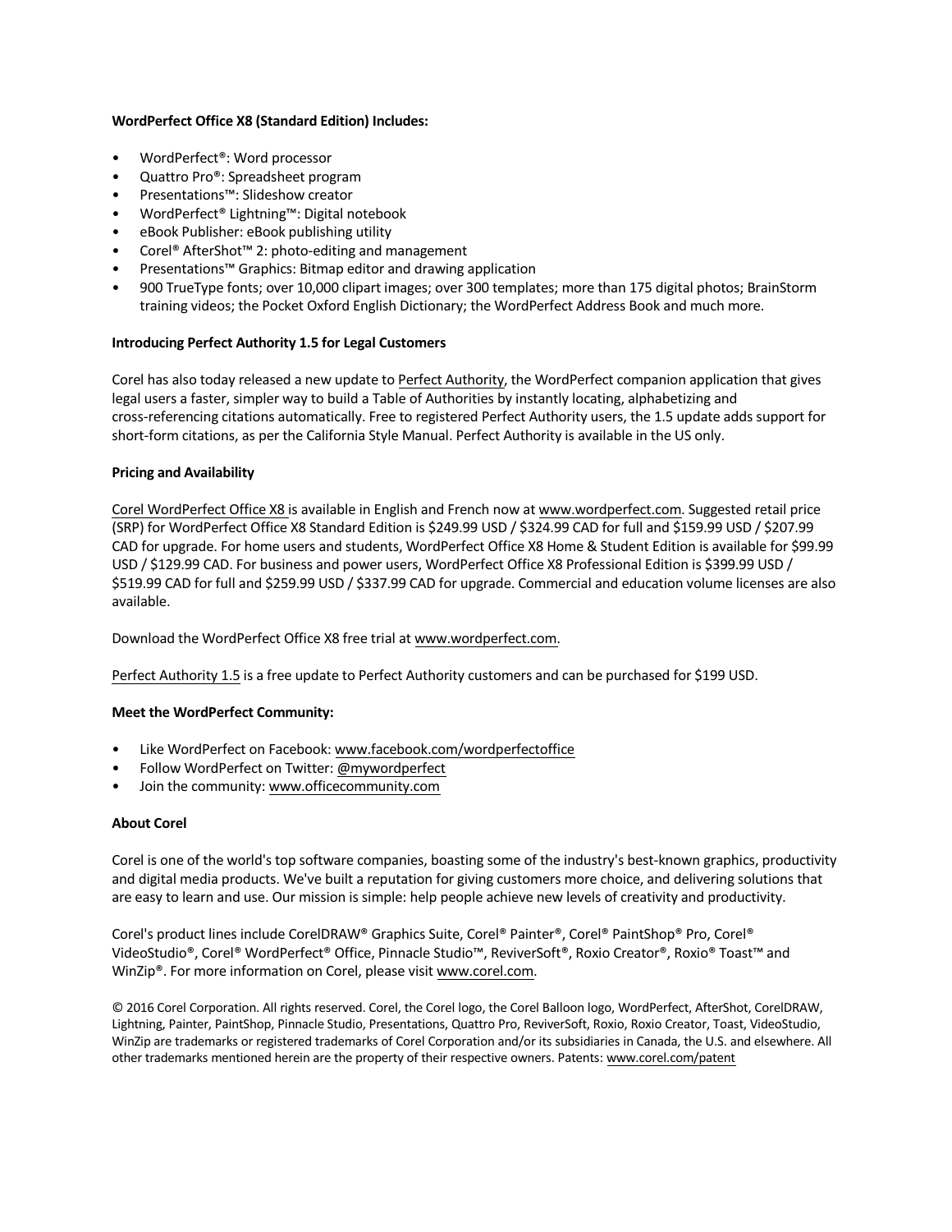**WordPerfect Office X8 (Standard Edition) Includes:**

- WordPerfect®: Word processor
- Quattro Pro®: Spreadsheet program
- Presentations™: Slideshow creator
- WordPerfect® Lightning™: Digital notebook
- eBook Publisher: eBook publishing utility
- Corel® AfterShot™ 2: photo-editing and management
- Presentations™ Graphics: Bitmap editor and drawing application
- 900 TrueType fonts; over 10,000 clipart images; over 300 templates; more than 175 digital photos; BrainStorm training videos; the Pocket Oxford English Dictionary; the WordPerfect Address Book and much more.

**Introducing Perfect Authority 1.5 for Legal Customers**

Corel has also today released a new update to Perfect Authority, the WordPerfect companion application that gives legal users a faster, simpler way to build a Table of Authorities by instantly locating, alphabetizing and cross-referencing citations automatically. Free to registered Perfect Authority users, the 1.5 update adds support for short-form citations, as per the California Style Manual. Perfect Authority is available in the US only.

**Pricing and Availability**

Corel WordPerfect Office X8 is available in English and French now at www.wordperfect.com. Suggested retail price (SRP) for WordPerfect Office X8 Standard Edition is $249.99 USD / $324.99 CAD for full and $159.99 USD / $207.99 CAD for upgrade. For home users and students, WordPerfect Office X8 Home & Student Edition is available for $99.99 USD / $129.99 CAD. For business and power users, WordPerfect Office X8 Professional Edition is $399.99 USD / $519.99 CAD for full and $259.99 USD / $337.99 CAD for upgrade. Commercial and education volume licenses are also available.

Download the WordPerfect Office X8 free trial at www.wordperfect.com.

Perfect Authority 1.5 is a free update to Perfect Authority customers and can be purchased for $199 USD.

**Meet the WordPerfect Community:**

- Like WordPerfect on Facebook: www.facebook.com/wordperfectoffice
- Follow WordPerfect on Twitter: @mywordperfect
- Join the community: www.officecommunity.com

**About Corel**

Corel is one of the world's top software companies, boasting some of the industry's best-known graphics, productivity and digital media products. We've built a reputation for giving customers more choice, and delivering solutions that are easy to learn and use. Our mission is simple: help people achieve new levels of creativity and productivity.

Corel's product lines include CorelDRAW® Graphics Suite, Corel® Painter®, Corel® PaintShop® Pro, Corel® VideoStudio®, Corel® WordPerfect® Office, Pinnacle Studio™, ReviverSoft®, Roxio Creator®, Roxio® Toast™ and WinZip®. For more information on Corel, please visit www.corel.com.

© 2016 Corel Corporation. All rights reserved. Corel, the Corel logo, the Corel Balloon logo, WordPerfect, AfterShot, CorelDRAW, Lightning, Painter, PaintShop, Pinnacle Studio, Presentations, Quattro Pro, ReviverSoft, Roxio, Roxio Creator, Toast, VideoStudio, WinZip are trademarks or registered trademarks of Corel Corporation and/or its subsidiaries in Canada, the U.S. and elsewhere. All other trademarks mentioned herein are the property of their respective owners. Patents: www.corel.com/patent